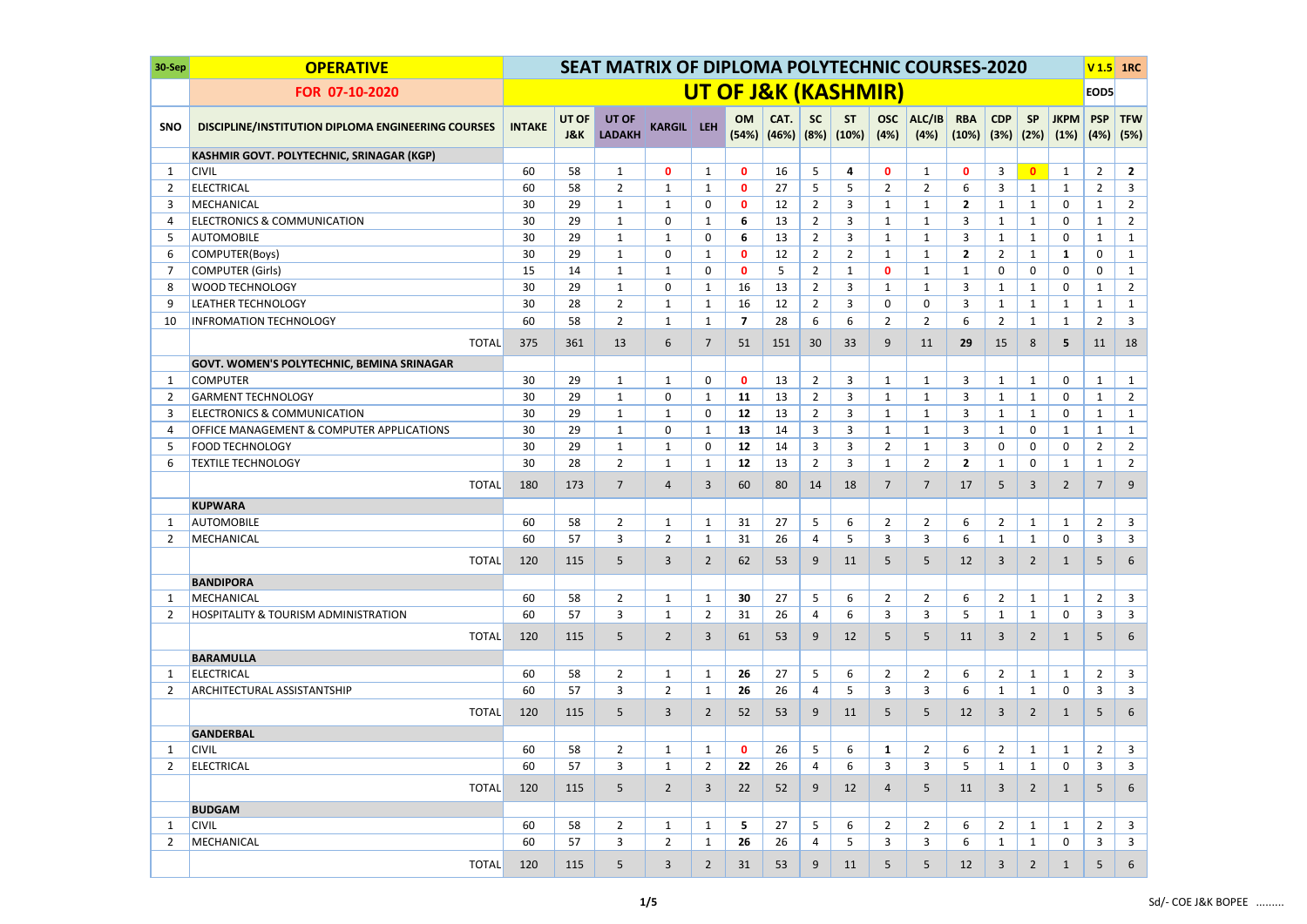| 30-Sep | OPERATIVE | SEAT MATRIX OF DIPLOMA POLYTECHNIC COURSES-2020 | | | | | | | | | | | | | | | | V 1.5 | 1RC |
|---|---|---|---|---|---|---|---|---|---|---|---|---|---|---|---|---|---|---|---|
| | FOR 07-10-2020 | UT OF J&K (KASHMIR) | | | | | | | | | | | | | | | | EOD5 | |
| SNO | DISCIPLINE/INSTITUTION DIPLOMA ENGINEERING COURSES | INTAKE | UT OF J&K | UT OF LADAKH | KARGIL | LEH | OM (54%) | CAT. (46%) | SC (8%) | ST (10%) | OSC (4%) | ALC/IB (4%) | RBA (10%) | CDP (3%) | SP (2%) | JKPM (1%) | PSP (4%) | TFW (5%) | |
| | **KASHMIR GOVT. POLYTECHNIC, SRINAGAR (KGP)** | | | | | | | | | | | | | | | | | | |
| 1 | CIVIL | 60 | 58 | 1 | **0** | 1 | **0** | 16 | 5 | **4** | **0** | 1 | **0** | 3 | **0** | 1 | 2 | **2** | |
| 2 | ELECTRICAL | 60 | 58 | 2 | 1 | 1 | **0** | 27 | 5 | 5 | 2 | 2 | 6 | 3 | 1 | 1 | 2 | 3 | |
| 3 | MECHANICAL | 30 | 29 | 1 | 1 | 0 | **0** | 12 | 2 | 3 | 1 | 1 | **2** | 1 | 1 | 0 | 1 | 2 | |
| 4 | ELECTRONICS & COMMUNICATION | 30 | 29 | 1 | 0 | 1 | **6** | 13 | 2 | 3 | 1 | 1 | 3 | 1 | 1 | 0 | 1 | 2 | |
| 5 | AUTOMOBILE | 30 | 29 | 1 | 1 | 0 | **6** | 13 | 2 | 3 | 1 | 1 | 3 | 1 | 1 | 0 | 1 | 1 | |
| 6 | COMPUTER(Boys) | 30 | 29 | 1 | 0 | 1 | **0** | 12 | 2 | 2 | 1 | 1 | **2** | 2 | 1 | **1** | 0 | 1 | |
| 7 | COMPUTER (Girls) | 15 | 14 | 1 | 1 | 0 | **0** | 5 | 2 | 1 | **0** | 1 | 1 | 0 | 0 | 0 | 0 | 1 | |
| 8 | WOOD TECHNOLOGY | 30 | 29 | 1 | 0 | 1 | 16 | 13 | 2 | 3 | 1 | 1 | 3 | 1 | 1 | 0 | 1 | 2 | |
| 9 | LEATHER TECHNOLOGY | 30 | 28 | 2 | 1 | 1 | 16 | 12 | 2 | 3 | 0 | 0 | 3 | 1 | 1 | 1 | 1 | 1 | |
| 10 | INFROMATION TECHNOLOGY | 60 | 58 | 2 | 1 | 1 | **7** | 28 | 6 | 6 | 2 | 2 | 6 | 2 | 1 | 1 | 2 | 3 | |
| | TOTAL | 375 | 361 | 13 | 6 | 7 | 51 | 151 | 30 | 33 | 9 | 11 | **29** | 15 | 8 | **5** | 11 | 18 | |
| | **GOVT. WOMEN'S POLYTECHNIC, BEMINA SRINAGAR** | | | | | | | | | | | | | | | | | | |
| 1 | COMPUTER | 30 | 29 | 1 | 1 | 0 | **0** | 13 | 2 | 3 | 1 | 1 | 3 | 1 | 1 | 0 | 1 | 1 | |
| 2 | GARMENT TECHNOLOGY | 30 | 29 | 1 | 0 | 1 | **11** | 13 | 2 | 3 | 1 | 1 | 3 | 1 | 1 | 0 | 1 | 2 | |
| 3 | ELECTRONICS & COMMUNICATION | 30 | 29 | 1 | 1 | 0 | **12** | 13 | 2 | 3 | 1 | 1 | 3 | 1 | 1 | 0 | 1 | 1 | |
| 4 | OFFICE MANAGEMENT & COMPUTER APPLICATIONS | 30 | 29 | 1 | 0 | 1 | **13** | 14 | 3 | 3 | 1 | 1 | 3 | 1 | 0 | 1 | 1 | 1 | |
| 5 | FOOD TECHNOLOGY | 30 | 29 | 1 | 1 | 0 | **12** | 14 | 3 | 3 | 2 | 1 | 3 | 0 | 0 | 0 | 2 | 2 | |
| 6 | TEXTILE TECHNOLOGY | 30 | 28 | 2 | 1 | 1 | **12** | 13 | 2 | 3 | 1 | 2 | **2** | 1 | 0 | 1 | 1 | 2 | |
| | TOTAL | 180 | 173 | 7 | 4 | 3 | 60 | 80 | 14 | 18 | 7 | 7 | 17 | 5 | 3 | 2 | 7 | 9 | |
| | **KUPWARA** | | | | | | | | | | | | | | | | | | |
| 1 | AUTOMOBILE | 60 | 58 | 2 | 1 | 1 | 31 | 27 | 5 | 6 | 2 | 2 | 6 | 2 | 1 | 1 | 2 | 3 | |
| 2 | MECHANICAL | 60 | 57 | 3 | 2 | 1 | 31 | 26 | 4 | 5 | 3 | 3 | 6 | 1 | 1 | 0 | 3 | 3 | |
| | TOTAL | 120 | 115 | 5 | 3 | 2 | 62 | 53 | 9 | 11 | 5 | 5 | 12 | 3 | 2 | 1 | 5 | 6 | |
| | **BANDIPORA** | | | | | | | | | | | | | | | | | | |
| 1 | MECHANICAL | 60 | 58 | 2 | 1 | 1 | **30** | 27 | 5 | 6 | 2 | 2 | 6 | 2 | 1 | 1 | 2 | 3 | |
| 2 | HOSPITALITY & TOURISM ADMINISTRATION | 60 | 57 | 3 | 1 | 2 | 31 | 26 | 4 | 6 | 3 | 3 | 5 | 1 | 1 | 0 | 3 | 3 | |
| | TOTAL | 120 | 115 | 5 | 2 | 3 | 61 | 53 | 9 | 12 | 5 | 5 | 11 | 3 | 2 | 1 | 5 | 6 | |
| | **BARAMULLA** | | | | | | | | | | | | | | | | | | |
| 1 | ELECTRICAL | 60 | 58 | 2 | 1 | 1 | **26** | 27 | 5 | 6 | 2 | 2 | 6 | 2 | 1 | 1 | 2 | 3 | |
| 2 | ARCHITECTURAL ASSISTANTSHIP | 60 | 57 | 3 | 2 | 1 | **26** | 26 | 4 | 5 | 3 | 3 | 6 | 1 | 1 | 0 | 3 | 3 | |
| | TOTAL | 120 | 115 | 5 | 3 | 2 | 52 | 53 | 9 | 11 | 5 | 5 | 12 | 3 | 2 | 1 | 5 | 6 | |
| | **GANDERBAL** | | | | | | | | | | | | | | | | | | |
| 1 | CIVIL | 60 | 58 | 2 | 1 | 1 | **0** | 26 | 5 | 6 | **1** | 2 | 6 | 2 | 1 | 1 | 2 | 3 | |
| 2 | ELECTRICAL | 60 | 57 | 3 | 1 | 2 | **22** | 26 | 4 | 6 | 3 | 3 | 5 | 1 | 1 | 0 | 3 | 3 | |
| | TOTAL | 120 | 115 | 5 | 2 | 3 | 22 | 52 | 9 | 12 | 4 | 5 | 11 | 3 | 2 | 1 | 5 | 6 | |
| | **BUDGAM** | | | | | | | | | | | | | | | | | | |
| 1 | CIVIL | 60 | 58 | 2 | 1 | 1 | **5** | 27 | 5 | 6 | 2 | 2 | 6 | 2 | 1 | 1 | 2 | 3 | |
| 2 | MECHANICAL | 60 | 57 | 3 | 2 | 1 | **26** | 26 | 4 | 5 | 3 | 3 | 6 | 1 | 1 | 0 | 3 | 3 | |
| | TOTAL | 120 | 115 | 5 | 3 | 2 | 31 | 53 | 9 | 11 | 5 | 5 | 12 | 3 | 2 | 1 | 5 | 6 | |

Sd/- COE J&K BOPEE .........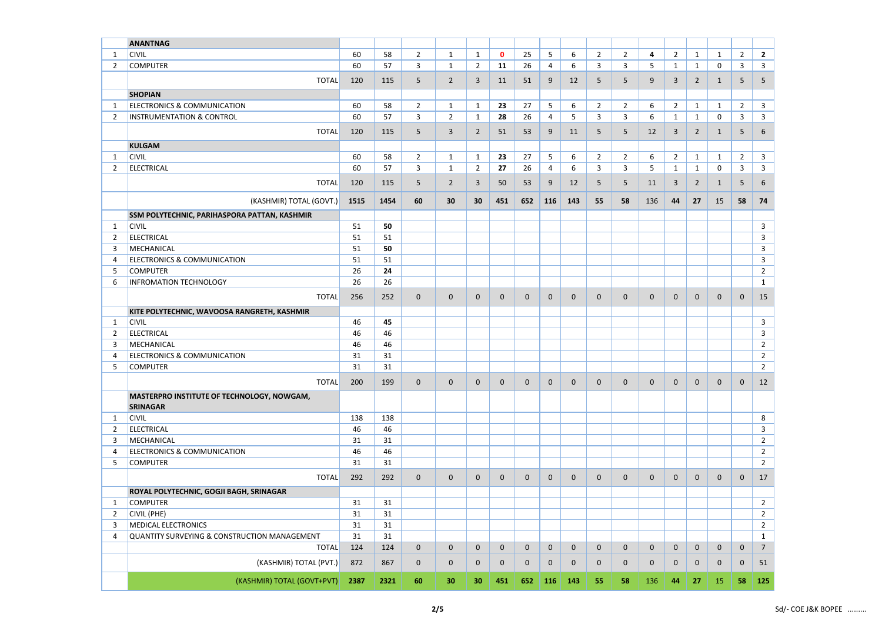| | | | | | | | | | | | | | | | | | | |
|---|---|---|---|---|---|---|---|---|---|---|---|---|---|---|---|---|---|---|
| | **ANANTNAG** | | | | | | | | | | | | | | | | | |
| 1 | CIVIL | 60 | 58 | 2 | 1 | 1 | **0** | 25 | 5 | 6 | 2 | 2 | **4** | 2 | 1 | 1 | 2 | **2** |
| 2 | COMPUTER | 60 | 57 | 3 | 1 | 2 | **11** | 26 | 4 | 6 | 3 | 3 | 5 | 1 | 1 | 0 | 3 | 3 |
| | TOTAL | 120 | 115 | 5 | 2 | 3 | 11 | 51 | 9 | 12 | 5 | 5 | 9 | 3 | 2 | 1 | 5 | 5 |
| | **SHOPIAN** | | | | | | | | | | | | | | | | | |
| 1 | ELECTRONICS & COMMUNICATION | 60 | 58 | 2 | 1 | 1 | **23** | 27 | 5 | 6 | 2 | 2 | 6 | 2 | 1 | 1 | 2 | 3 |
| 2 | INSTRUMENTATION & CONTROL | 60 | 57 | 3 | 2 | 1 | **28** | 26 | 4 | 5 | 3 | 3 | 6 | 1 | 1 | 0 | 3 | 3 |
| | TOTAL | 120 | 115 | 5 | 3 | 2 | 51 | 53 | 9 | 11 | 5 | 5 | 12 | 3 | 2 | 1 | 5 | 6 |
| | **KULGAM** | | | | | | | | | | | | | | | | | |
| 1 | CIVIL | 60 | 58 | 2 | 1 | 1 | **23** | 27 | 5 | 6 | 2 | 2 | 6 | 2 | 1 | 1 | 2 | 3 |
| 2 | ELECTRICAL | 60 | 57 | 3 | 1 | 2 | **27** | 26 | 4 | 6 | 3 | 3 | 5 | 1 | 1 | 0 | 3 | 3 |
| | TOTAL | 120 | 115 | 5 | 2 | 3 | 50 | 53 | 9 | 12 | 5 | 5 | 11 | 3 | 2 | 1 | 5 | 6 |
| | (KASHMIR) TOTAL (GOVT.) | **1515** | **1454** | **60** | **30** | **30** | **451** | **652** | **116** | **143** | **55** | **58** | 136 | **44** | **27** | 15 | **58** | **74** |
| | **SSM POLYTECHNIC, PARIHASPORA PATTAN, KASHMIR** | | | | | | | | | | | | | | | | | |
| 1 | CIVIL | 51 | **50** | | | | | | | | | | | | | | | 3 |
| 2 | ELECTRICAL | 51 | 51 | | | | | | | | | | | | | | | 3 |
| 3 | MECHANICAL | 51 | **50** | | | | | | | | | | | | | | | 3 |
| 4 | ELECTRONICS & COMMUNICATION | 51 | 51 | | | | | | | | | | | | | | | 3 |
| 5 | COMPUTER | 26 | **24** | | | | | | | | | | | | | | | 2 |
| 6 | INFROMATION TECHNOLOGY | 26 | 26 | | | | | | | | | | | | | | | 1 |
| | TOTAL | 256 | 252 | 0 | 0 | 0 | 0 | 0 | 0 | 0 | 0 | 0 | 0 | 0 | 0 | 0 | 0 | 15 |
| | **KITE POLYTECHNIC, WAVOOSA RANGRETH, KASHMIR** | | | | | | | | | | | | | | | | | |
| 1 | CIVIL | 46 | **45** | | | | | | | | | | | | | | | 3 |
| 2 | ELECTRICAL | 46 | 46 | | | | | | | | | | | | | | | 3 |
| 3 | MECHANICAL | 46 | 46 | | | | | | | | | | | | | | | 2 |
| 4 | ELECTRONICS & COMMUNICATION | 31 | 31 | | | | | | | | | | | | | | | 2 |
| 5 | COMPUTER | 31 | 31 | | | | | | | | | | | | | | | 2 |
| | TOTAL | 200 | 199 | 0 | 0 | 0 | 0 | 0 | 0 | 0 | 0 | 0 | 0 | 0 | 0 | 0 | 0 | 12 |
| | **MASTERPRO INSTITUTE OF TECHNOLOGY, NOWGAM, SRINAGAR** | | | | | | | | | | | | | | | | | |
| 1 | CIVIL | 138 | 138 | | | | | | | | | | | | | | | 8 |
| 2 | ELECTRICAL | 46 | 46 | | | | | | | | | | | | | | | 3 |
| 3 | MECHANICAL | 31 | 31 | | | | | | | | | | | | | | | 2 |
| 4 | ELECTRONICS & COMMUNICATION | 46 | 46 | | | | | | | | | | | | | | | 2 |
| 5 | COMPUTER | 31 | 31 | | | | | | | | | | | | | | | 2 |
| | TOTAL | 292 | 292 | 0 | 0 | 0 | 0 | 0 | 0 | 0 | 0 | 0 | 0 | 0 | 0 | 0 | 0 | 17 |
| | **ROYAL POLYTECHNIC, GOGJI BAGH, SRINAGAR** | | | | | | | | | | | | | | | | | |
| 1 | COMPUTER | 31 | 31 | | | | | | | | | | | | | | | 2 |
| 2 | CIVIL (PHE) | 31 | 31 | | | | | | | | | | | | | | | 2 |
| 3 | MEDICAL ELECTRONICS | 31 | 31 | | | | | | | | | | | | | | | 2 |
| 4 | QUANTITY SURVEYING & CONSTRUCTION MANAGEMENT | 31 | 31 | | | | | | | | | | | | | | | 1 |
| | TOTAL | 124 | 124 | 0 | 0 | 0 | 0 | 0 | 0 | 0 | 0 | 0 | 0 | 0 | 0 | 0 | 0 | 7 |
| | (KASHMIR) TOTAL (PVT.) | 872 | 867 | 0 | 0 | 0 | 0 | 0 | 0 | 0 | 0 | 0 | 0 | 0 | 0 | 0 | 0 | 51 |
| | (KASHMIR) TOTAL (GOVT+PVT) | **2387** | **2321** | **60** | **30** | **30** | **451** | **652** | **116** | **143** | **55** | **58** | 136 | **44** | **27** | 15 | **58** | **125** |

Sd/- COE J&K BOPEE .........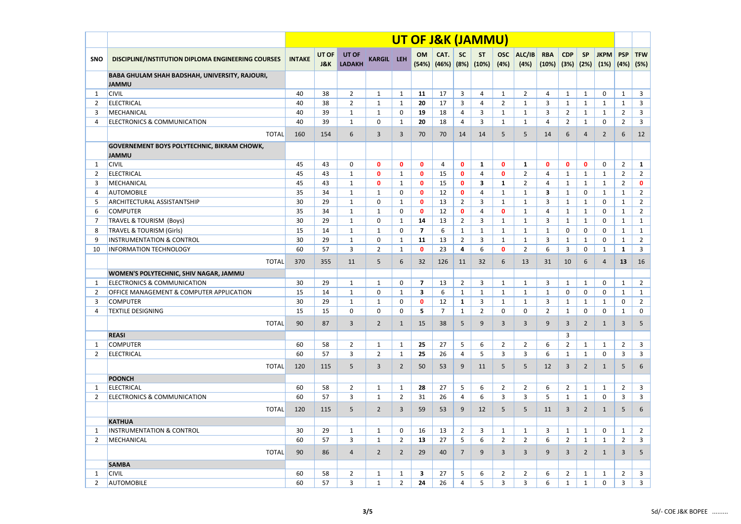| SNO | DISCIPLINE/INSTITUTION DIPLOMA ENGINEERING COURSES | INTAKE | UT OF J&K | UT OF LADAKH | KARGIL | LEH | OM (54%) | CAT. (46%) | SC (8%) | ST (10%) | OSC (4%) | ALC/IB (4%) | RBA (10%) | CDP (3%) | SP (2%) | JKPM (1%) | PSP (4%) | TFW (5%) |
|---|---|---|---|---|---|---|---|---|---|---|---|---|---|---|---|---|---|---|
| | | | UT OF J&K (JAMMU) | | | | | | | | | | | | | | | |
| | **BABA GHULAM SHAH BADSHAH, UNIVERSITY, RAJOURI, JAMMU** | | | | | | | | | | | | | | | | | |
| 1 | CIVIL | 40 | 38 | 2 | 1 | 1 | 11 | 17 | 3 | 4 | 1 | 2 | 4 | 1 | 1 | 0 | 1 | 3 |
| 2 | ELECTRICAL | 40 | 38 | 2 | 1 | 1 | 20 | 17 | 3 | 4 | 2 | 1 | 3 | 1 | 1 | 1 | 1 | 3 |
| 3 | MECHANICAL | 40 | 39 | 1 | 1 | 0 | 19 | 18 | 4 | 3 | 1 | 1 | 3 | 2 | 1 | 1 | 2 | 3 |
| 4 | ELECTRONICS & COMMUNICATION | 40 | 39 | 1 | 0 | 1 | 20 | 18 | 4 | 3 | 1 | 1 | 4 | 2 | 1 | 0 | 2 | 3 |
| | TOTAL | 160 | 154 | 6 | 3 | 3 | 70 | 70 | 14 | 14 | 5 | 5 | 14 | 6 | 4 | 2 | 6 | 12 |
| | **GOVERNEMENT BOYS POLYTECHNIC, BIKRAM CHOWK, JAMMU** | | | | | | | | | | | | | | | | | |
| 1 | CIVIL | 45 | 43 | 0 | 0 | 0 | 0 | 4 | 0 | 1 | 0 | 1 | 0 | 0 | 0 | 0 | 2 | 1 |
| 2 | ELECTRICAL | 45 | 43 | 1 | 0 | 1 | 0 | 15 | 0 | 4 | 0 | 2 | 4 | 1 | 1 | 1 | 2 | 2 |
| 3 | MECHANICAL | 45 | 43 | 1 | 0 | 1 | 0 | 15 | 0 | 3 | 1 | 2 | 4 | 1 | 1 | 1 | 2 | 0 |
| 4 | AUTOMOBILE | 35 | 34 | 1 | 1 | 0 | 0 | 12 | 0 | 4 | 1 | 1 | 3 | 1 | 0 | 1 | 1 | 2 |
| 5 | ARCHITECTURAL ASSISTANTSHIP | 30 | 29 | 1 | 0 | 1 | 0 | 13 | 2 | 3 | 1 | 1 | 3 | 1 | 1 | 0 | 1 | 2 |
| 6 | COMPUTER | 35 | 34 | 1 | 1 | 0 | 0 | 12 | 0 | 4 | 0 | 1 | 4 | 1 | 1 | 0 | 1 | 2 |
| 7 | TRAVEL & TOURISM (Boys) | 30 | 29 | 1 | 0 | 1 | 14 | 13 | 2 | 3 | 1 | 1 | 3 | 1 | 1 | 0 | 1 | 1 |
| 8 | TRAVEL & TOURISM (Girls) | 15 | 14 | 1 | 1 | 0 | 7 | 6 | 1 | 1 | 1 | 1 | 1 | 0 | 0 | 0 | 1 | 1 |
| 9 | INSTRUMENTATION & CONTROL | 30 | 29 | 1 | 0 | 1 | 11 | 13 | 2 | 3 | 1 | 1 | 3 | 1 | 1 | 0 | 1 | 2 |
| 10 | INFORMATION TECHNOLOGY | 60 | 57 | 3 | 2 | 1 | 0 | 23 | 4 | 6 | 0 | 2 | 6 | 3 | 0 | 1 | 1 | 3 |
| | TOTAL | 370 | 355 | 11 | 5 | 6 | 32 | 126 | 11 | 32 | 6 | 13 | 31 | 10 | 6 | 4 | 13 | 16 |
| | **WOMEN'S POLYTECHNIC, SHIV NAGAR, JAMMU** | | | | | | | | | | | | | | | | | |
| 1 | ELECTRONICS & COMMUNICATION | 30 | 29 | 1 | 1 | 0 | 7 | 13 | 2 | 3 | 1 | 1 | 3 | 1 | 1 | 0 | 1 | 2 |
| 2 | OFFICE MANAGEMENT & COMPUTER APPLICATION | 15 | 14 | 1 | 0 | 1 | 3 | 6 | 1 | 1 | 1 | 1 | 1 | 0 | 0 | 0 | 1 | 1 |
| 3 | COMPUTER | 30 | 29 | 1 | 1 | 0 | 0 | 12 | 1 | 3 | 1 | 1 | 3 | 1 | 1 | 1 | 0 | 2 |
| 4 | TEXTILE DESIGNING | 15 | 15 | 0 | 0 | 0 | 5 | 7 | 1 | 2 | 0 | 0 | 2 | 1 | 0 | 0 | 1 | 0 |
| | TOTAL | 90 | 87 | 3 | 2 | 1 | 15 | 38 | 5 | 9 | 3 | 3 | 9 | 3 | 2 | 1 | 3 | 5 |
| | **REASI** | | | | | | | | | | | | | 3 | | | | |
| 1 | COMPUTER | 60 | 58 | 2 | 1 | 1 | 25 | 27 | 5 | 6 | 2 | 2 | 6 | 2 | 1 | 1 | 2 | 3 |
| 2 | ELECTRICAL | 60 | 57 | 3 | 2 | 1 | 25 | 26 | 4 | 5 | 3 | 3 | 6 | 1 | 1 | 0 | 3 | 3 |
| | TOTAL | 120 | 115 | 5 | 3 | 2 | 50 | 53 | 9 | 11 | 5 | 5 | 12 | 3 | 2 | 1 | 5 | 6 |
| | **POONCH** | | | | | | | | | | | | | | | | | |
| 1 | ELECTRICAL | 60 | 58 | 2 | 1 | 1 | 28 | 27 | 5 | 6 | 2 | 2 | 6 | 2 | 1 | 1 | 2 | 3 |
| 2 | ELECTRONICS & COMMUNICATION | 60 | 57 | 3 | 1 | 2 | 31 | 26 | 4 | 6 | 3 | 3 | 5 | 1 | 1 | 0 | 3 | 3 |
| | TOTAL | 120 | 115 | 5 | 2 | 3 | 59 | 53 | 9 | 12 | 5 | 5 | 11 | 3 | 2 | 1 | 5 | 6 |
| | **KATHUA** | | | | | | | | | | | | | | | | | |
| 1 | INSTRUMENTATION & CONTROL | 30 | 29 | 1 | 1 | 0 | 16 | 13 | 2 | 3 | 1 | 1 | 3 | 1 | 1 | 0 | 1 | 2 |
| 2 | MECHANICAL | 60 | 57 | 3 | 1 | 2 | 13 | 27 | 5 | 6 | 2 | 2 | 6 | 2 | 1 | 1 | 2 | 3 |
| | TOTAL | 90 | 86 | 4 | 2 | 2 | 29 | 40 | 7 | 9 | 3 | 3 | 9 | 3 | 2 | 1 | 3 | 5 |
| | **SAMBA** | | | | | | | | | | | | | | | | | |
| 1 | CIVIL | 60 | 58 | 2 | 1 | 1 | 3 | 27 | 5 | 6 | 2 | 2 | 6 | 2 | 1 | 1 | 2 | 3 |
| 2 | AUTOMOBILE | 60 | 57 | 3 | 1 | 2 | 24 | 26 | 4 | 5 | 3 | 3 | 6 | 1 | 1 | 0 | 3 | 3 |

Sd/- COE J&K BOPEE .........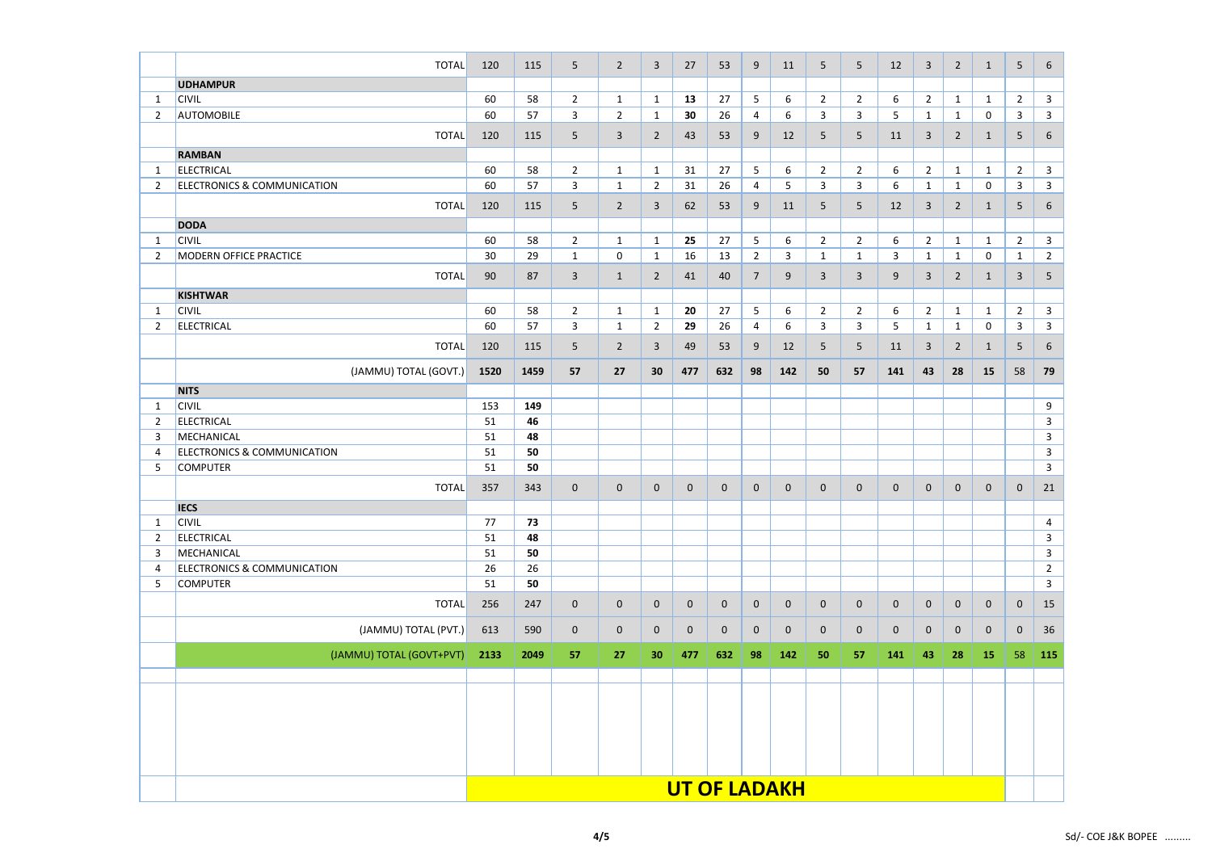| | | | | | | | | | | | | | | | | | | |
|---|---|---|---|---|---|---|---|---|---|---|---|---|---|---|---|---|---|---|
| | TOTAL | 120 | 115 | 5 | 2 | 3 | 27 | 53 | 9 | 11 | 5 | 5 | 12 | 3 | 2 | 1 | 5 | 6 |
| | **UDHAMPUR** | | | | | | | | | | | | | | | | | |
| 1 | CIVIL | 60 | 58 | 2 | 1 | 1 | **13** | 27 | 5 | 6 | 2 | 2 | 6 | 2 | 1 | 1 | 2 | 3 |
| 2 | AUTOMOBILE | 60 | 57 | 3 | 2 | 1 | **30** | 26 | 4 | 6 | 3 | 3 | 5 | 1 | 1 | 0 | 3 | 3 |
| | TOTAL | 120 | 115 | 5 | 3 | 2 | 43 | 53 | 9 | 12 | 5 | 5 | 11 | 3 | 2 | 1 | 5 | 6 |
| | **RAMBAN** | | | | | | | | | | | | | | | | | |
| 1 | ELECTRICAL | 60 | 58 | 2 | 1 | 1 | 31 | 27 | 5 | 6 | 2 | 2 | 6 | 2 | 1 | 1 | 2 | 3 |
| 2 | ELECTRONICS & COMMUNICATION | 60 | 57 | 3 | 1 | 2 | 31 | 26 | 4 | 5 | 3 | 3 | 6 | 1 | 1 | 0 | 3 | 3 |
| | TOTAL | 120 | 115 | 5 | 2 | 3 | 62 | 53 | 9 | 11 | 5 | 5 | 12 | 3 | 2 | 1 | 5 | 6 |
| | **DODA** | | | | | | | | | | | | | | | | | |
| 1 | CIVIL | 60 | 58 | 2 | 1 | 1 | **25** | 27 | 5 | 6 | 2 | 2 | 6 | 2 | 1 | 1 | 2 | 3 |
| 2 | MODERN OFFICE PRACTICE | 30 | 29 | 1 | 0 | 1 | 16 | 13 | 2 | 3 | 1 | 1 | 3 | 1 | 1 | 0 | 1 | 2 |
| | TOTAL | 90 | 87 | 3 | 1 | 2 | 41 | 40 | 7 | 9 | 3 | 3 | 9 | 3 | 2 | 1 | 3 | 5 |
| | **KISHTWAR** | | | | | | | | | | | | | | | | | |
| 1 | CIVIL | 60 | 58 | 2 | 1 | 1 | **20** | 27 | 5 | 6 | 2 | 2 | 6 | 2 | 1 | 1 | 2 | 3 |
| 2 | ELECTRICAL | 60 | 57 | 3 | 1 | 2 | **29** | 26 | 4 | 6 | 3 | 3 | 5 | 1 | 1 | 0 | 3 | 3 |
| | TOTAL | 120 | 115 | 5 | 2 | 3 | 49 | 53 | 9 | 12 | 5 | 5 | 11 | 3 | 2 | 1 | 5 | 6 |
| | (JAMMU) TOTAL (GOVT.) | **1520** | **1459** | **57** | **27** | **30** | **477** | **632** | **98** | **142** | **50** | **57** | **141** | **43** | **28** | **15** | 58 | **79** |
| | **NITS** | | | | | | | | | | | | | | | | | |
| 1 | CIVIL | 153 | **149** | | | | | | | | | | | | | | | 9 |
| 2 | ELECTRICAL | 51 | **46** | | | | | | | | | | | | | | | 3 |
| 3 | MECHANICAL | 51 | **48** | | | | | | | | | | | | | | | 3 |
| 4 | ELECTRONICS & COMMUNICATION | 51 | **50** | | | | | | | | | | | | | | | 3 |
| 5 | COMPUTER | 51 | **50** | | | | | | | | | | | | | | | 3 |
| | TOTAL | 357 | 343 | 0 | 0 | 0 | 0 | 0 | 0 | 0 | 0 | 0 | 0 | 0 | 0 | 0 | 0 | 21 |
| | **IECS** | | | | | | | | | | | | | | | | | |
| 1 | CIVIL | 77 | **73** | | | | | | | | | | | | | | | 4 |
| 2 | ELECTRICAL | 51 | **48** | | | | | | | | | | | | | | | 3 |
| 3 | MECHANICAL | 51 | **50** | | | | | | | | | | | | | | | 3 |
| 4 | ELECTRONICS & COMMUNICATION | 26 | 26 | | | | | | | | | | | | | | | 2 |
| 5 | COMPUTER | 51 | **50** | | | | | | | | | | | | | | | 3 |
| | TOTAL | 256 | 247 | 0 | 0 | 0 | 0 | 0 | 0 | 0 | 0 | 0 | 0 | 0 | 0 | 0 | 0 | 15 |
| | (JAMMU) TOTAL (PVT.) | 613 | 590 | 0 | 0 | 0 | 0 | 0 | 0 | 0 | 0 | 0 | 0 | 0 | 0 | 0 | 0 | 36 |
| | (JAMMU) TOTAL (GOVT+PVT) | **2133** | **2049** | **57** | **27** | **30** | **477** | **632** | **98** | **142** | **50** | **57** | **141** | **43** | **28** | **15** | 58 | **115** |

## UT OF LADAKH

Sd/- COE J&K BOPEE .........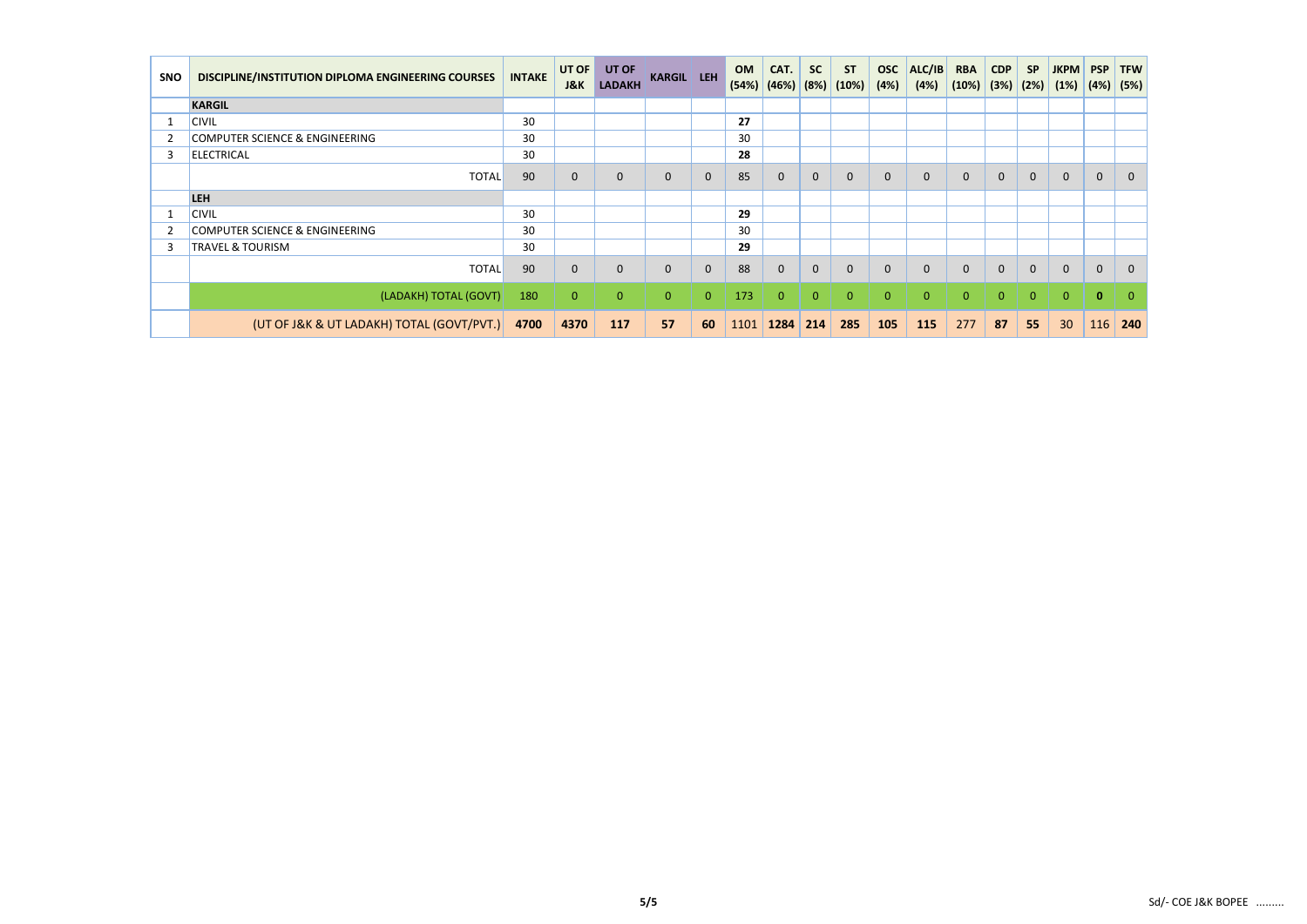| SNO | DISCIPLINE/INSTITUTION DIPLOMA ENGINEERING COURSES | INTAKE | UT OF J&K | UT OF LADAKH | KARGIL | LEH | OM (54%) | CAT. (46%) | SC (8%) | ST (10%) | OSC (4%) | ALC/IB (4%) | RBA (10%) | CDP (3%) | SP (2%) | JKPM (1%) | PSP (4%) | TFW (5%) |
|---|---|---|---|---|---|---|---|---|---|---|---|---|---|---|---|---|---|---|
| | **KARGIL** | | | | | | | | | | | | | | | | | |
| 1 | CIVIL | 30 | | | | | **27** | | | | | | | | | | | |
| 2 | COMPUTER SCIENCE & ENGINEERING | 30 | | | | | 30 | | | | | | | | | | | |
| 3 | ELECTRICAL | 30 | | | | | **28** | | | | | | | | | | | |
| | TOTAL | 90 | 0 | 0 | 0 | 0 | 85 | 0 | 0 | 0 | 0 | 0 | 0 | 0 | 0 | 0 | 0 | 0 |
| | **LEH** | | | | | | | | | | | | | | | | | |
| 1 | CIVIL | 30 | | | | | **29** | | | | | | | | | | | |
| 2 | COMPUTER SCIENCE & ENGINEERING | 30 | | | | | 30 | | | | | | | | | | | |
| 3 | TRAVEL & TOURISM | 30 | | | | | **29** | | | | | | | | | | | |
| | TOTAL | 90 | 0 | 0 | 0 | 0 | 88 | 0 | 0 | 0 | 0 | 0 | 0 | 0 | 0 | 0 | 0 | 0 |
| | (LADAKH) TOTAL (GOVT) | 180 | 0 | 0 | 0 | 0 | 173 | 0 | 0 | 0 | 0 | 0 | 0 | 0 | 0 | 0 | **0** | 0 |
| | (UT OF J&K & UT LADAKH) TOTAL (GOVT/PVT.) | **4700** | **4370** | **117** | **57** | **60** | 1101 | **1284** | **214** | **285** | **105** | **115** | 277 | **87** | **55** | 30 | 116 | **240** |

Sd/- COE J&K BOPEE .........